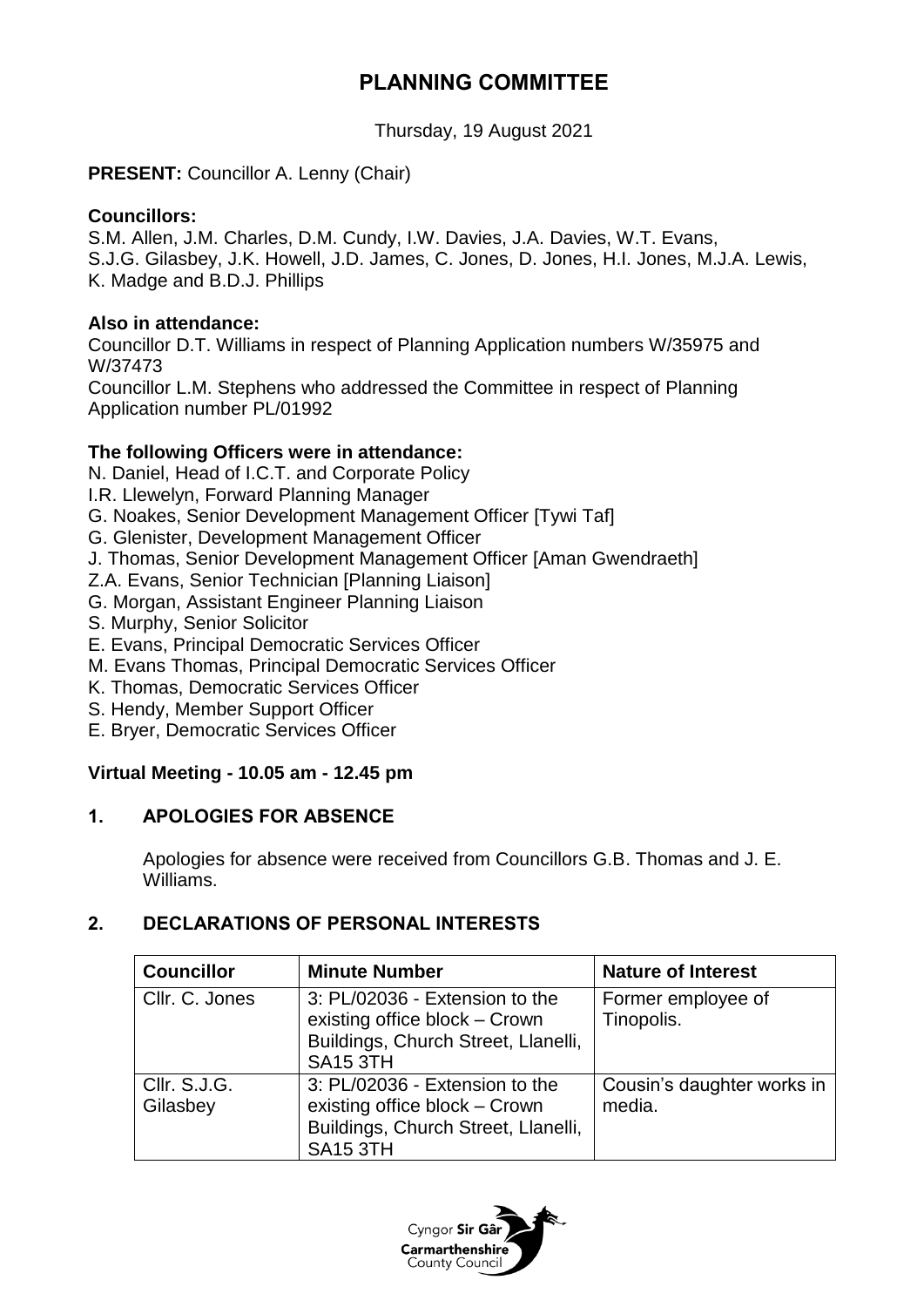# PLANNING COMMITTEE

Thursday, 19 August 2021

**PRESENT:** Councillor A. Lenny (Chair)

**Councillors:**
S.M. Allen, J.M. Charles, D.M. Cundy, I.W. Davies, J.A. Davies, W.T. Evans, S.J.G. Gilasbey, J.K. Howell, J.D. James, C. Jones, D. Jones, H.I. Jones, M.J.A. Lewis, K. Madge and B.D.J. Phillips

**Also in attendance:**
Councillor D.T. Williams in respect of Planning Application numbers W/35975 and W/37473
Councillor L.M. Stephens who addressed the Committee in respect of Planning Application number PL/01992

**The following Officers were in attendance:**
N. Daniel, Head of I.C.T. and Corporate Policy
I.R. Llewelyn, Forward Planning Manager
G. Noakes, Senior Development Management Officer [Tywi Taf]
G. Glenister, Development Management Officer
J. Thomas, Senior Development Management Officer [Aman Gwendraeth]
Z.A. Evans, Senior Technician [Planning Liaison]
G. Morgan, Assistant Engineer Planning Liaison
S. Murphy, Senior Solicitor
E. Evans, Principal Democratic Services Officer
M. Evans Thomas, Principal Democratic Services Officer
K. Thomas, Democratic Services Officer
S. Hendy, Member Support Officer
E. Bryer, Democratic Services Officer

**Virtual Meeting - 10.05 am - 12.45 pm**

## 1. APOLOGIES FOR ABSENCE

Apologies for absence were received from Councillors G.B. Thomas and J. E. Williams.

## 2. DECLARATIONS OF PERSONAL INTERESTS

| Councillor | Minute Number | Nature of Interest |
|---|---|---|
| Cllr. C. Jones | 3: PL/02036 - Extension to the existing office block – Crown Buildings, Church Street, Llanelli, SA15 3TH | Former employee of Tinopolis. |
| Cllr. S.J.G. Gilasbey | 3: PL/02036 - Extension to the existing office block – Crown Buildings, Church Street, Llanelli, SA15 3TH | Cousin's daughter works in media. |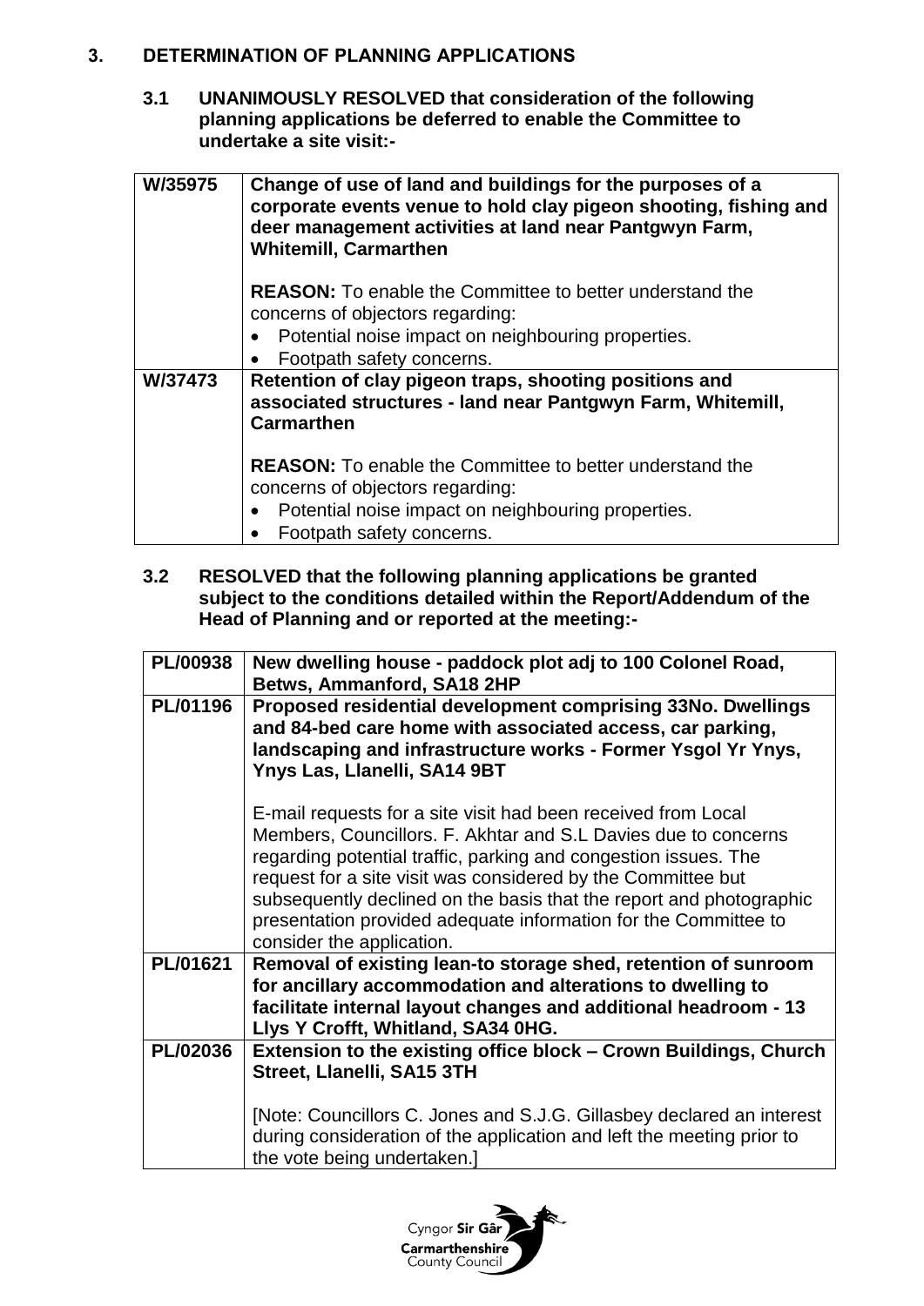## 3. DETERMINATION OF PLANNING APPLICATIONS

**3.1 UNANIMOUSLY RESOLVED that consideration of the following planning applications be deferred to enable the Committee to undertake a site visit:-**

| | |
|---|---|
| **W/35975** | **Change of use of land and buildings for the purposes of a corporate events venue to hold clay pigeon shooting, fishing and deer management activities at land near Pantgwyn Farm, Whitemill, Carmarthen**<br><br>**REASON:** To enable the Committee to better understand the concerns of objectors regarding:<br>• Potential noise impact on neighbouring properties.<br>• Footpath safety concerns. |
| **W/37473** | **Retention of clay pigeon traps, shooting positions and associated structures - land near Pantgwyn Farm, Whitemill, Carmarthen**<br><br>**REASON:** To enable the Committee to better understand the concerns of objectors regarding:<br>• Potential noise impact on neighbouring properties.<br>• Footpath safety concerns. |

**3.2 RESOLVED that the following planning applications be granted subject to the conditions detailed within the Report/Addendum of the Head of Planning and or reported at the meeting:-**

| | |
|---|---|
| **PL/00938** | **New dwelling house - paddock plot adj to 100 Colonel Road, Betws, Ammanford, SA18 2HP** |
| **PL/01196** | **Proposed residential development comprising 33No. Dwellings and 84-bed care home with associated access, car parking, landscaping and infrastructure works - Former Ysgol Yr Ynys, Ynys Las, Llanelli, SA14 9BT**<br><br>E-mail requests for a site visit had been received from Local Members, Councillors. F. Akhtar and S.L Davies due to concerns regarding potential traffic, parking and congestion issues. The request for a site visit was considered by the Committee but subsequently declined on the basis that the report and photographic presentation provided adequate information for the Committee to consider the application. |
| **PL/01621** | **Removal of existing lean-to storage shed, retention of sunroom for ancillary accommodation and alterations to dwelling to facilitate internal layout changes and additional headroom - 13 Llys Y Crofft, Whitland, SA34 0HG.** |
| **PL/02036** | **Extension to the existing office block – Crown Buildings, Church Street, Llanelli, SA15 3TH**<br><br>[Note: Councillors C. Jones and S.J.G. Gillasbey declared an interest during consideration of the application and left the meeting prior to the vote being undertaken.] |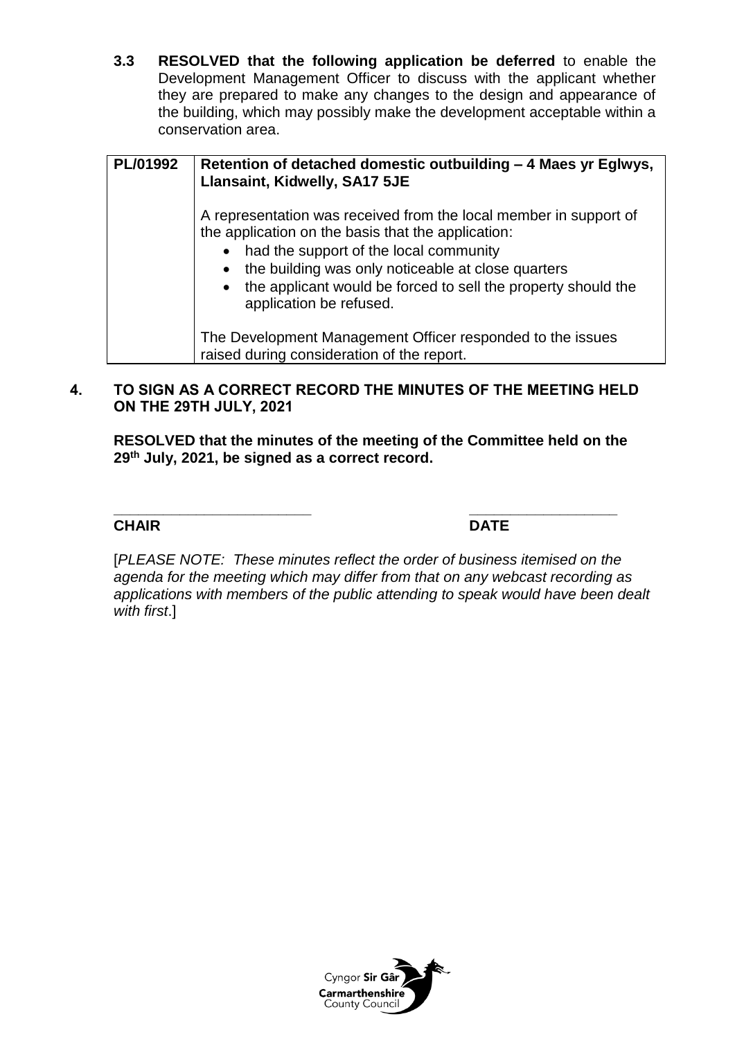**3.3 RESOLVED that the following application be deferred** to enable the Development Management Officer to discuss with the applicant whether they are prepared to make any changes to the design and appearance of the building, which may possibly make the development acceptable within a conservation area.

| | |
|---|---|
| **PL/01992** | **Retention of detached domestic outbuilding – 4 Maes yr Eglwys, Llansaint, Kidwelly, SA17 5JE**<br><br>A representation was received from the local member in support of the application on the basis that the application:<br>• had the support of the local community<br>• the building was only noticeable at close quarters<br>• the applicant would be forced to sell the property should the application be refused.<br><br>The Development Management Officer responded to the issues raised during consideration of the report. |

## 4. TO SIGN AS A CORRECT RECORD THE MINUTES OF THE MEETING HELD ON THE 29TH JULY, 2021

**RESOLVED that the minutes of the meeting of the Committee held on the 29th July, 2021, be signed as a correct record.**

________________________ ________________________

**CHAIR** **DATE**

[*PLEASE NOTE: These minutes reflect the order of business itemised on the agenda for the meeting which may differ from that on any webcast recording as applications with members of the public attending to speak would have been dealt with first*.]

Cyngor **Sir Gâr**
**Carmarthenshire**
County Council